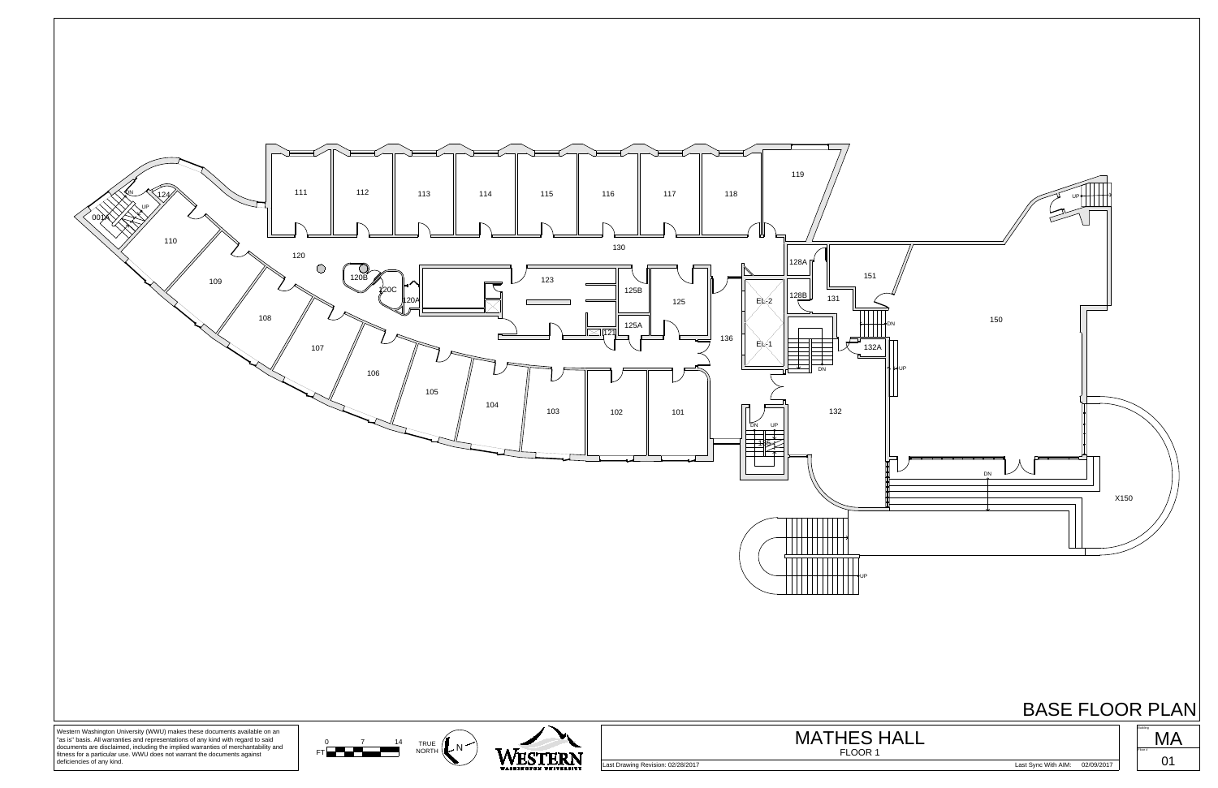# BASE FLOOR PLAN

111 112 113 114 115 116 117 118 119

124 001A UP DN

110 120 130

109 120B 120C 120A 123 125B 125 128A 151

131 128B EL-2 150

108 125A 121 136 EL-1 DN 132A UP

107 DN

106

105 104 103 102 101 132

DN UP 135

DN

X150

UP

UP

Western Washington University (WWU) makes these documents available on an "as is" basis. All warranties and representations of any kind with regard to said documents are disclaimed, including the implied warranties of merchantability and fitness for a particular use. WWU does not warrant the documents against deficiencies of any kind.

FT 0 7 14

TRUE NORTH N

WESTERN
WASHINGTON UNIVERSITY

## MATHES HALL
FLOOR 1

Last Drawing Revision: 02/28/2017

Last Sync With AIM: 02/09/2017

Building: MA

Floor #: 01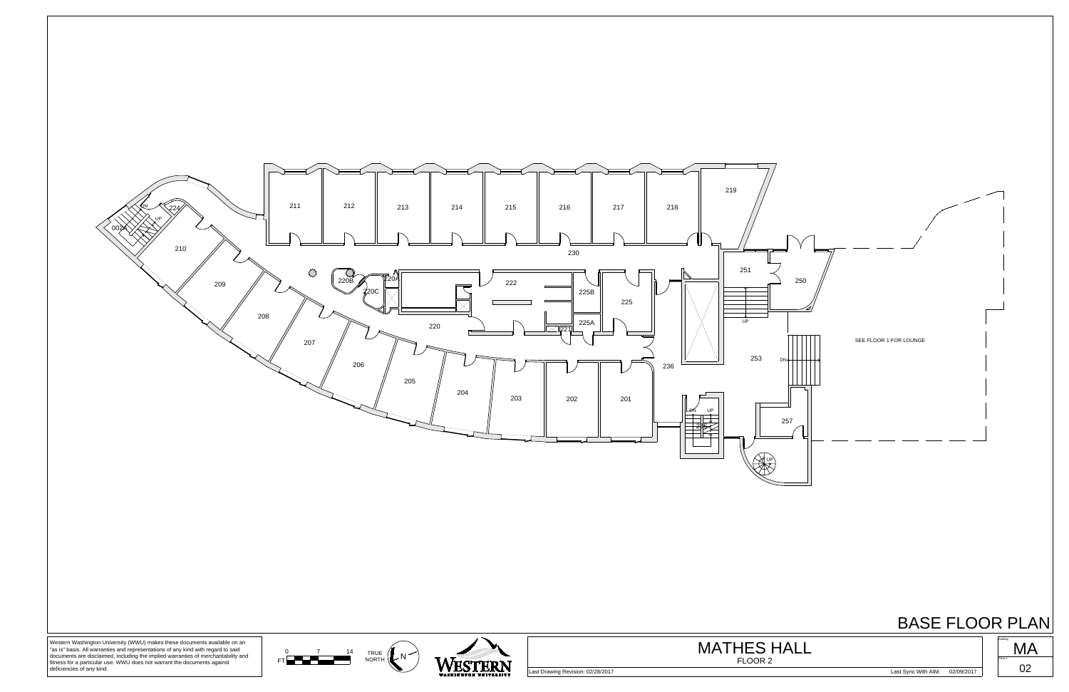# BASE FLOOR PLAN

211 212 213 214 215 216 217 218 219

224 002A 210 209 208 207 206 205 204 203 202 201

220B 220A 220C 220 222 225B 225 225A 221 230

251 250 253 236 257

SEE FLOOR 1 FOR LOUNGE

DN UP

Western Washington University (WWU) makes these documents available on an "as is" basis. All warranties and representations of any kind with regard to said documents are disclaimed, including the implied warranties of merchantability and fitness for a particular use. WWU does not warrant the documents against deficiencies of any kind.

FT 0 7 14

TRUE NORTH N

WESTERN WASHINGTON UNIVERSITY

## MATHES HALL

FLOOR 2

Last Drawing Revision: 02/28/2017

Last Sync With AIM: 02/09/2017

MA

02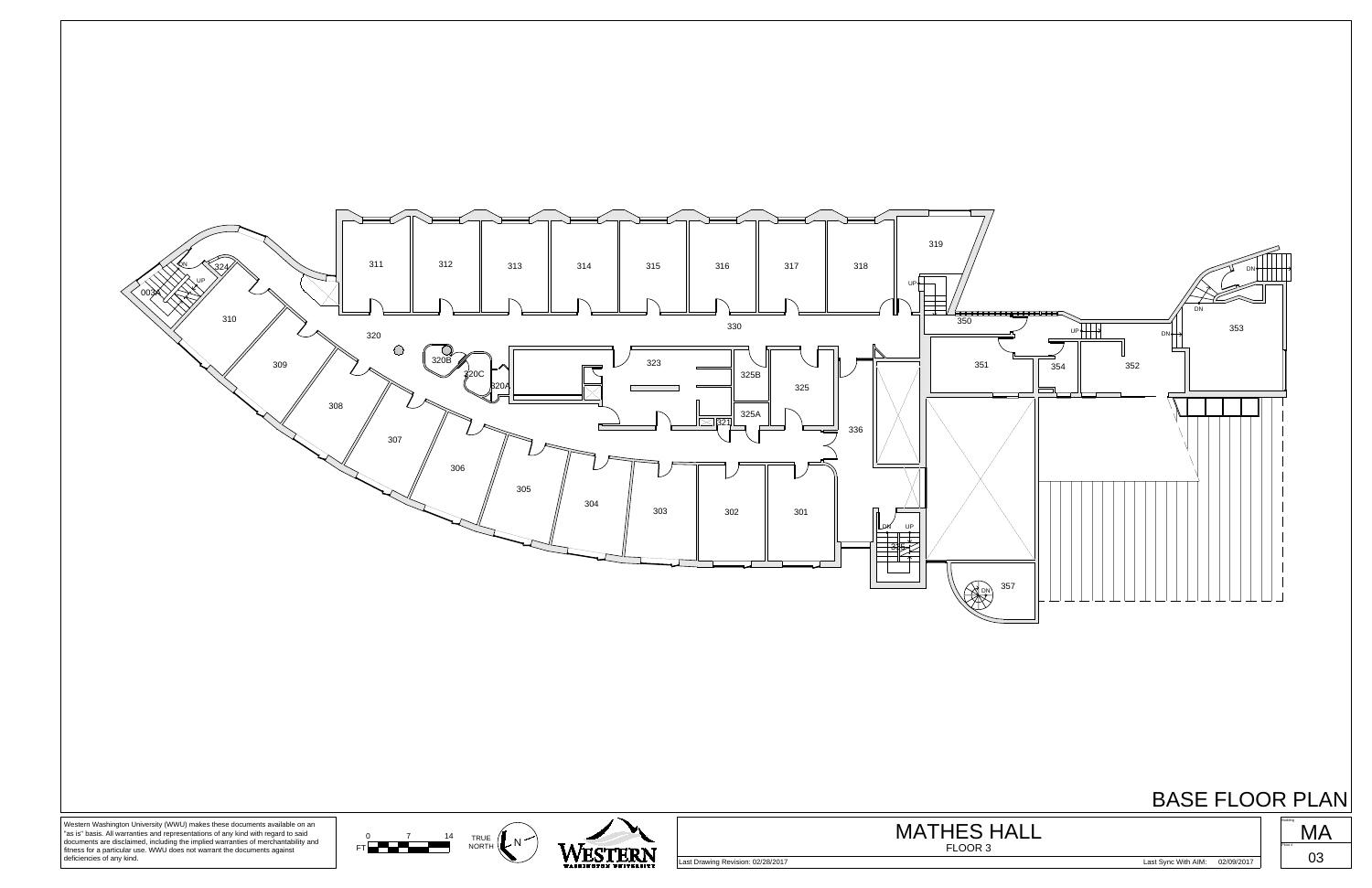# BASE FLOOR PLAN

310 309 308 307 306 305 304 303 302 301

311 312 313 314 315 316 317 318 319

320 320A 320B 320C 321 323 324 325 325A 325B 330 336

350 351 352 353 354 357 0034

Western Washington University (WWU) makes these documents available on an "as is" basis. All warranties and representations of any kind with regard to said documents are disclaimed, including the implied warranties of merchantability and fitness for a particular use. WWU does not warrant the documents against deficiencies of any kind.

FT 0 7 14

TRUE NORTH

WESTERN WASHINGTON UNIVERSITY

## MATHES HALL

FLOOR 3

Last Drawing Revision: 02/28/2017

Last Sync With AIM: 02/09/2017

Building: MA

Floor #: 03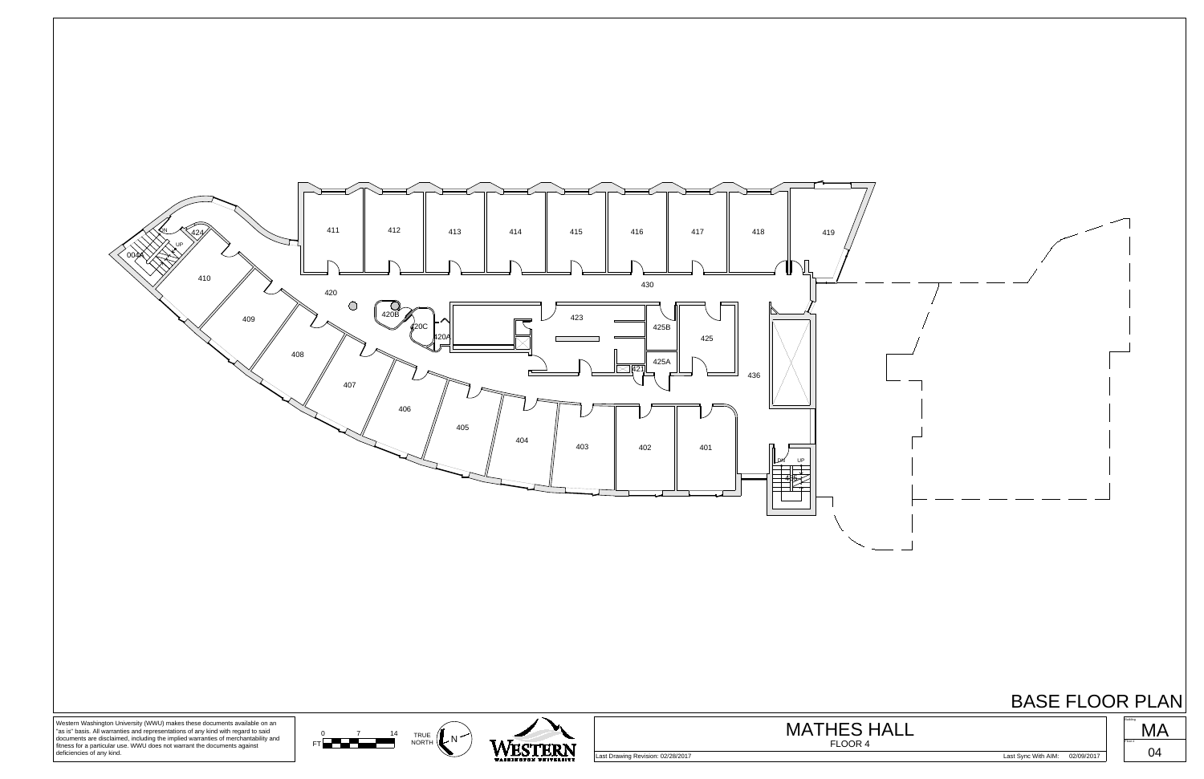# BASE FLOOR PLAN

411 412 413 414 415 416 417 418 419

0044 424 410 420 430

420B 420C 420A 423 425B 425 425A 421 436

409 408 407 406 405 404 403 402 401

DN UP

Western Washington University (WWU) makes these documents available on an "as is" basis. All warranties and representations of any kind with regard to said documents are disclaimed, including the implied warranties of merchantability and fitness for a particular use. WWU does not warrant the documents against deficiencies of any kind.

FT 0 7 14

TRUE NORTH N

WESTERN WASHINGTON UNIVERSITY

## MATHES HALL

FLOOR 4

Last Drawing Revision: 02/28/2017

Last Sync With AIM: 02/09/2017

Building: MA

Floor: 04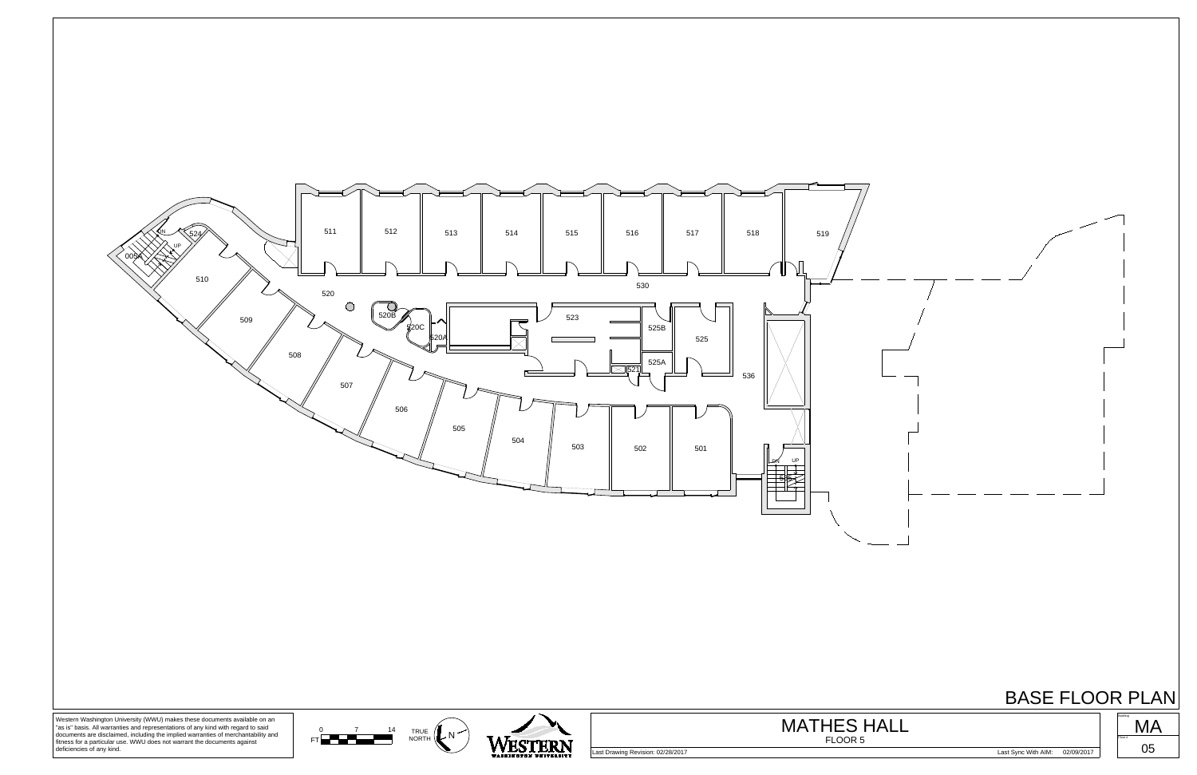# BASE FLOOR PLAN

511 512 513 514 515 516 517 518 519

524 005A DN UP

510 520 530

520B 520C 520A 523 525B 525 525A 521 536

509 508 507 506 505 504 503 502 501

DN UP

Western Washington University (WWU) makes these documents available on an "as is" basis. All warranties and representations of any kind with regard to said documents are disclaimed, including the implied warranties of merchantability and fitness for a particular use. WWU does not warrant the documents against deficiencies of any kind.

0 7 14 FT

TRUE NORTH N

WESTERN WASHINGTON UNIVERSITY

## MATHES HALL

FLOOR 5

Last Drawing Revision: 02/28/2017

Last Sync With AIM: 02/09/2017

Building: MA

Floor #: 05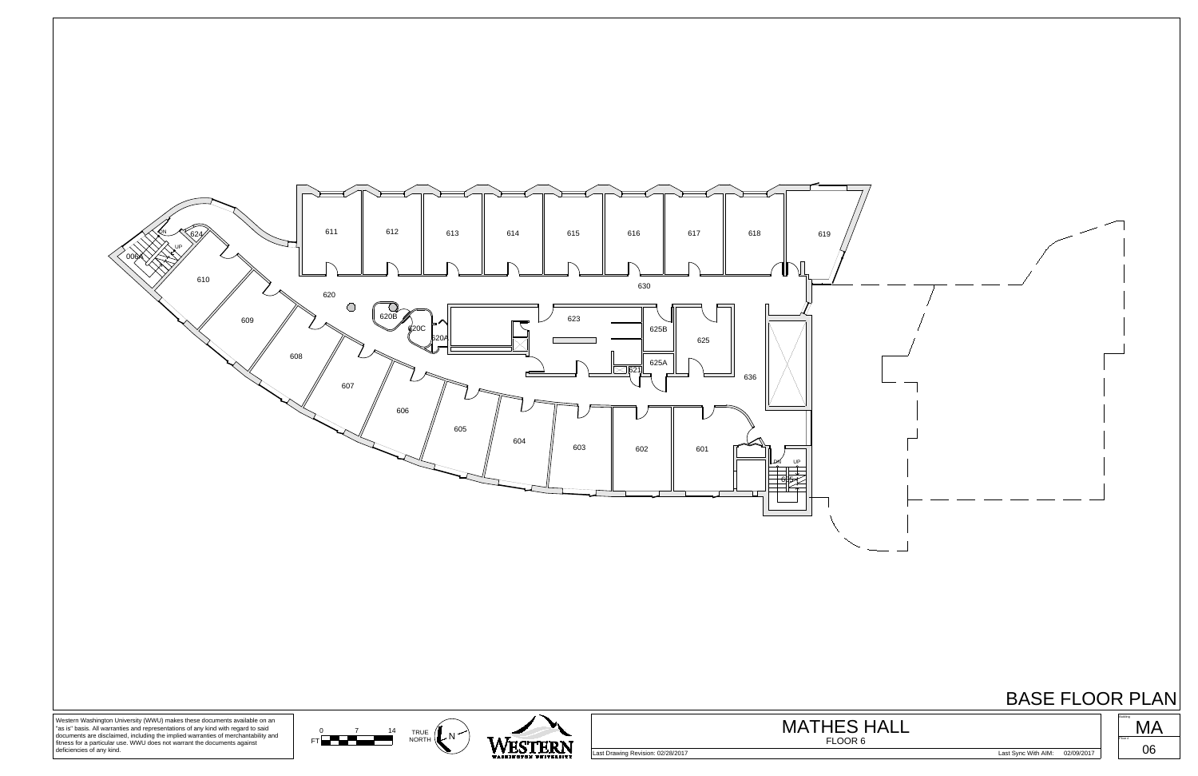611 612 613 614 615 616 617 618 619

0064 624 DN UP

610 620 620B 620C 620A 623 625B 625 625A 621 630 636

609 608 607 606 605 604 603 602 601

DN UP

# BASE FLOOR PLAN

Western Washington University (WWU) makes these documents available on an "as is" basis. All warranties and representations of any kind with regard to said documents are disclaimed, including the implied warranties of merchantability and fitness for a particular use. WWU does not warrant the documents against deficiencies of any kind.

0 7 14
FT

TRUE NORTH N

WESTERN WASHINGTON UNIVERSITY

## MATHES HALL
FLOOR 6

Last Drawing Revision: 02/28/2017

Last Sync With AIM: 02/09/2017

Building MA

Floor # 06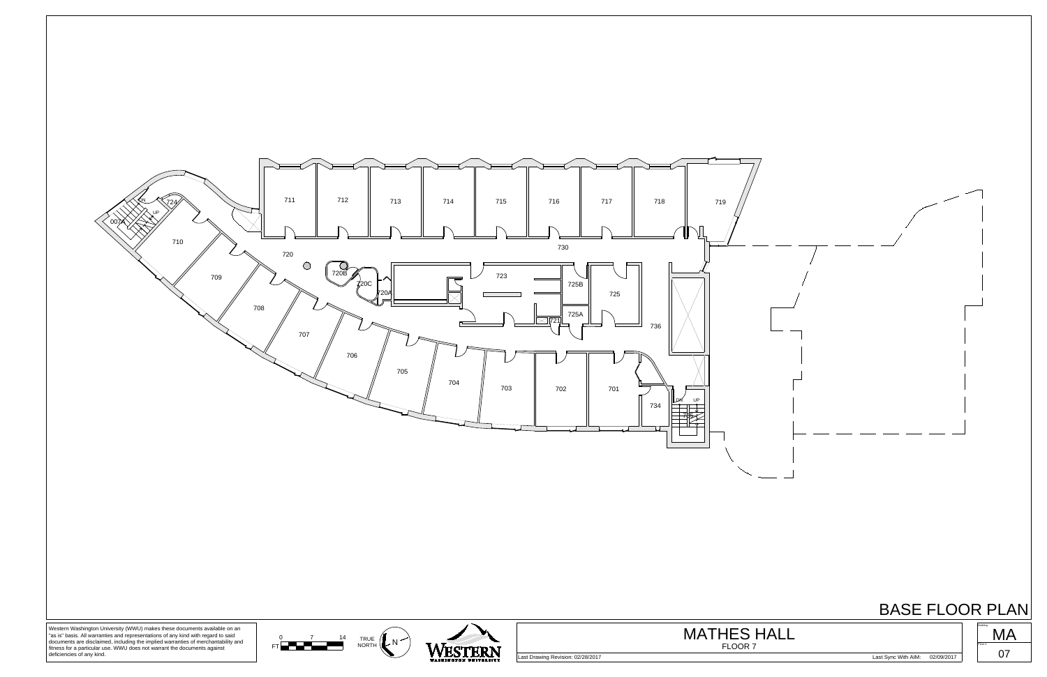711 712 713 714 715 716 717 718 719

724 DN UP 007A

710 720 730

720B 720C 720A 723 725B 725 725A 721

709 708 707 706 705 704 703 702 701 736 734

DN UP

# BASE FLOOR PLAN

Western Washington University (WWU) makes these documents available on an "as is" basis. All warranties and representations of any kind with regard to said documents are disclaimed, including the implied warranties of merchantability and fitness for a particular use. WWU does not warrant the documents against deficiencies of any kind.

0 7 14 FT

TRUE NORTH N

WESTERN WASHINGTON UNIVERSITY

# MATHES HALL

FLOOR 7

Last Drawing Revision: 02/28/2017

Last Sync With AIM: 02/09/2017

Building: MA

Floor #: 07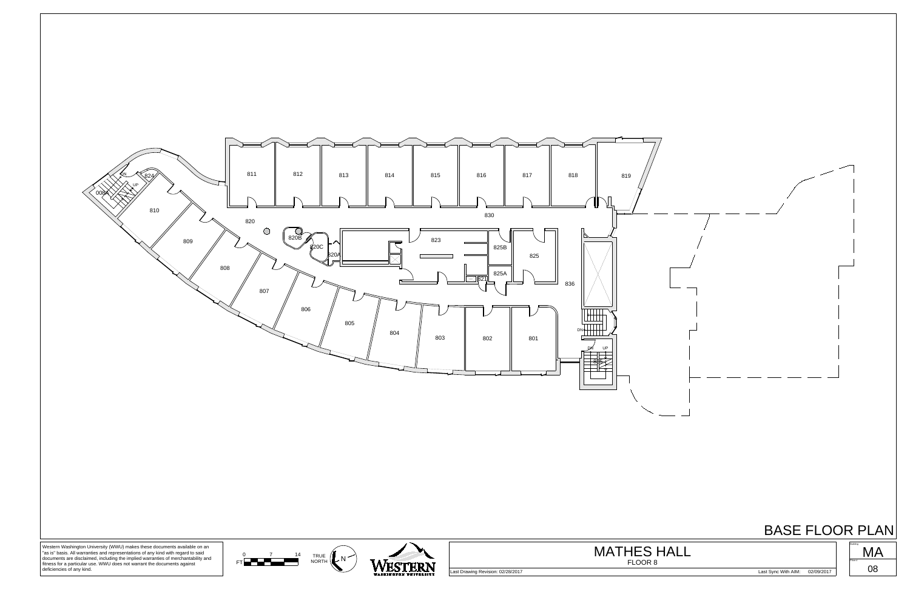811 812 813 814 815 816 817 818 819

824 008A DN UP

810 820 830

809 820B 820C 820A 823 825B 825

808 821 825A 836

807 806 805 804 803 802 801

DN DN UP 835

# BASE FLOOR PLAN

Western Washington University (WWU) makes these documents available on an "as is" basis. All warranties and representations of any kind with regard to said documents are disclaimed, including the implied warranties of merchantability and fitness for a particular use. WWU does not warrant the documents against deficiencies of any kind.

0 7 14 FT

TRUE NORTH N

WESTERN WASHINGTON UNIVERSITY

# MATHES HALL

FLOOR 8

Last Drawing Revision: 02/28/2017

Last Sync With AIM: 02/09/2017

Building MA

Floor # 08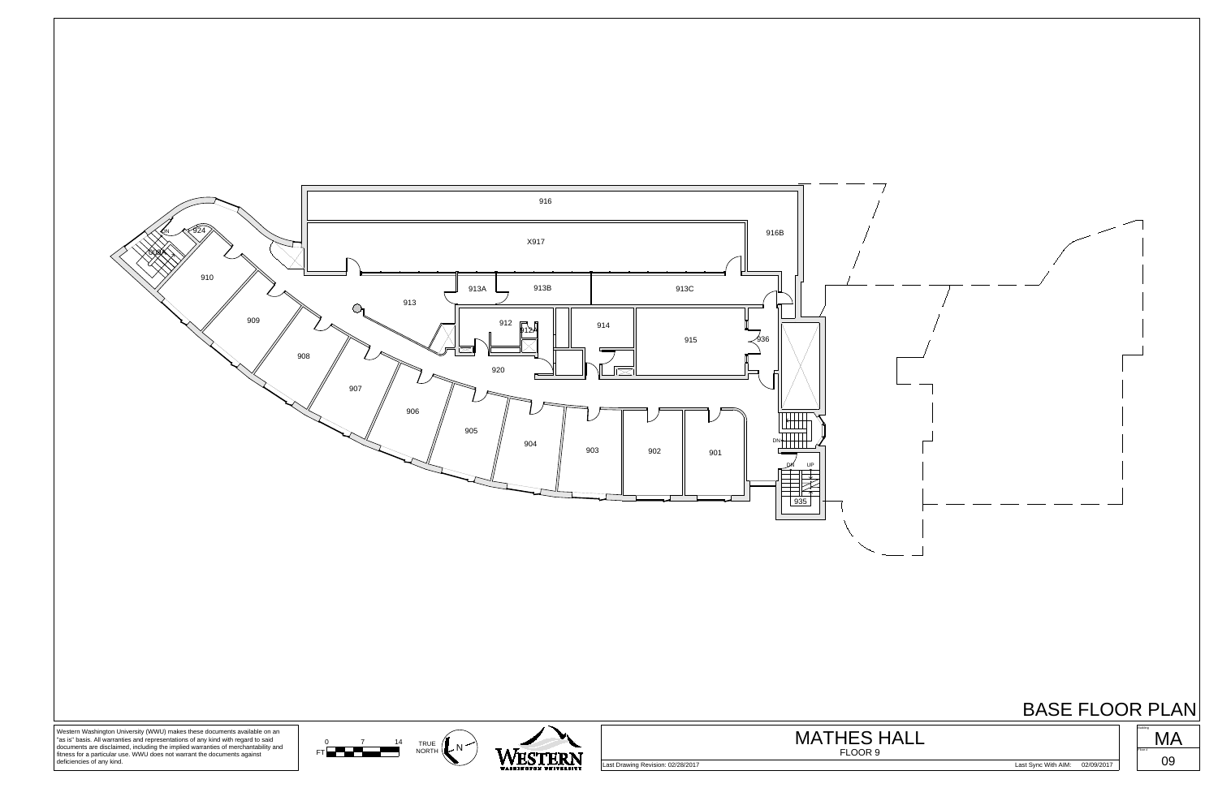916

X917

916B

913A

913B

913C

913

910

924

909A

DN

909

912

912A

914

915

936

908

920

907

906

905

904

903

902

901

DN

UP

935

# BASE FLOOR PLAN

Western Washington University (WWU) makes these documents available on an "as is" basis. All warranties and representations of any kind with regard to said documents are disclaimed, including the implied warranties of merchantability and fitness for a particular use. WWU does not warrant the documents against deficiencies of any kind.

FT 0 7 14

TRUE NORTH N

WESTERN WASHINGTON UNIVERSITY

## MATHES HALL

FLOOR 9

Last Drawing Revision: 02/28/2017

Last Sync With AIM: 02/09/2017

Building MA

Floor 09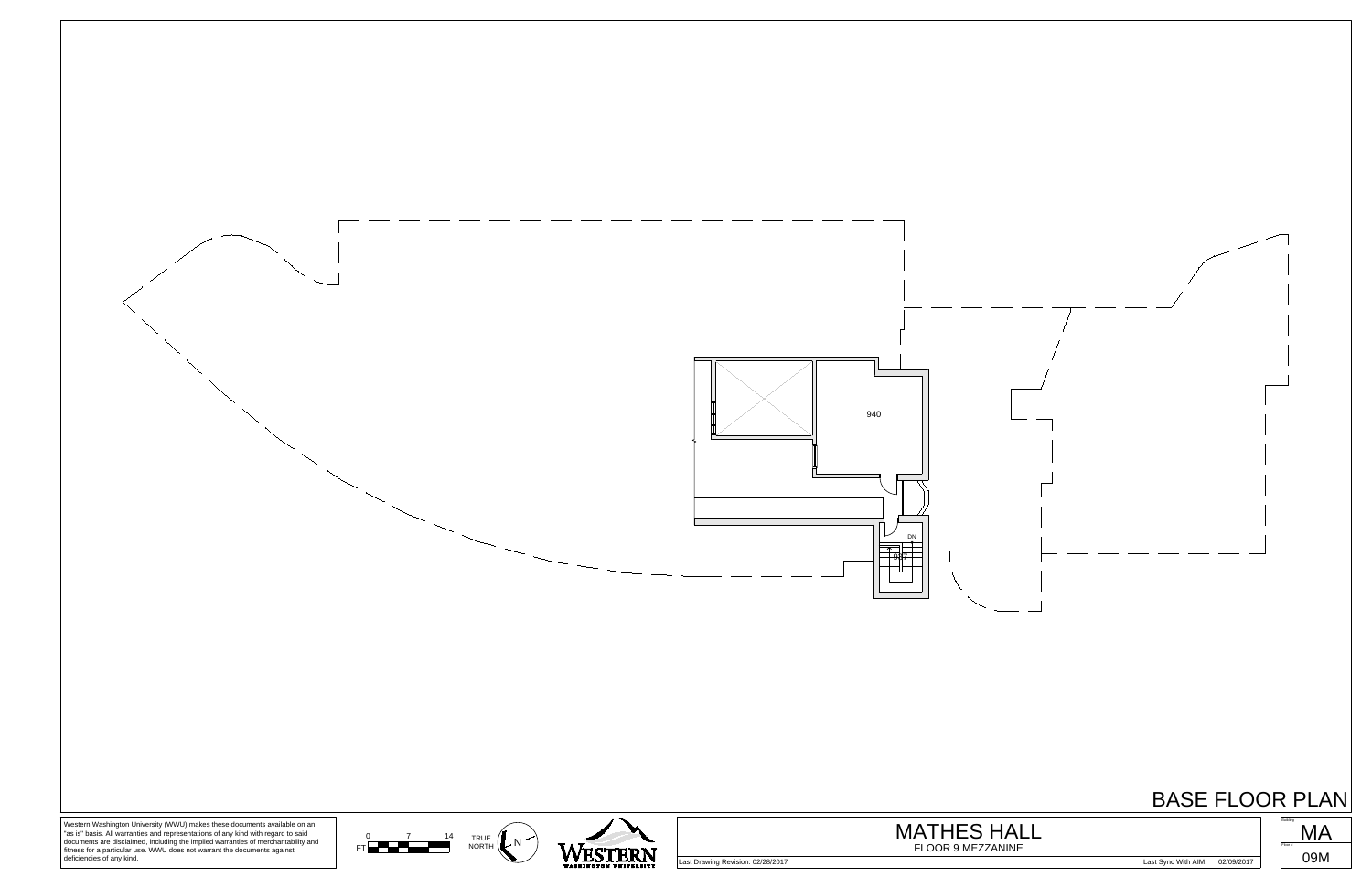940

DN

# BASE FLOOR PLAN

Western Washington University (WWU) makes these documents available on an "as is" basis. All warranties and representations of any kind with regard to said documents are disclaimed, including the implied warranties of merchantability and fitness for a particular use. WWU does not warrant the documents against deficiencies of any kind.

0 7 14
FT

TRUE NORTH

N

WESTERN WASHINGTON UNIVERSITY

## MATHES HALL

FLOOR 9 MEZZANINE

Last Drawing Revision: 02/28/2017

Last Sync With AIM: 02/09/2017

MA

09M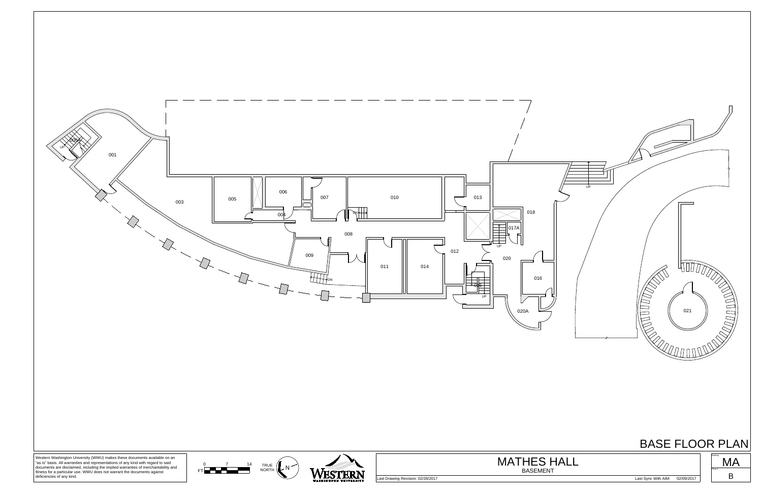BASE FLOOR PLAN

001

000A

UP

003

005

006

004

007

010

013

018

017A

UP

008

009

DN

011

014

012

020

016

015

UP

020A

UP

021

Western Washington University (WWU) makes these documents available on an "as is" basis. All warranties and representations of any kind with regard to said documents are disclaimed, including the implied warranties of merchantability and fitness for a particular use. WWU does not warrant the documents against deficiencies of any kind.

0 7 14

FT

TRUE NORTH

N

WESTERN WASHINGTON UNIVERSITY

# MATHES HALL

BASEMENT

Last Drawing Revision: 02/28/2017

Last Sync With AIM: 02/09/2017

Building

MA

Floor

B